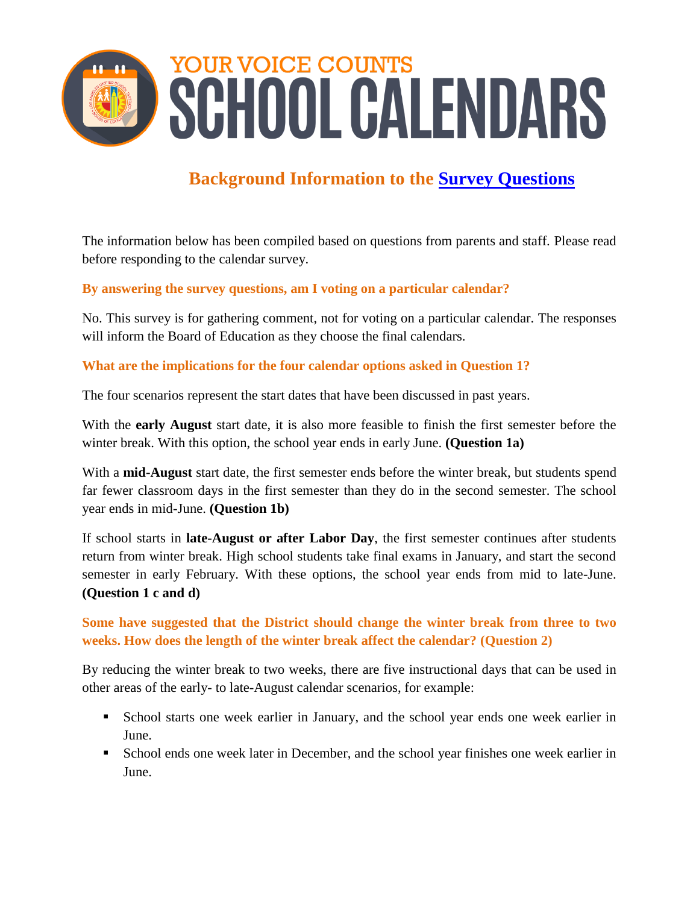# YOUR VOICE COUNTS
# SCHOOL CALENDARS

## Background Information to the Survey Questions

The information below has been compiled based on questions from parents and staff. Please read before responding to the calendar survey.

### By answering the survey questions, am I voting on a particular calendar?

No. This survey is for gathering comment, not for voting on a particular calendar. The responses will inform the Board of Education as they choose the final calendars.

### What are the implications for the four calendar options asked in Question 1?

The four scenarios represent the start dates that have been discussed in past years.

With the **early August** start date, it is also more feasible to finish the first semester before the winter break. With this option, the school year ends in early June. **(Question 1a)**

With a **mid-August** start date, the first semester ends before the winter break, but students spend far fewer classroom days in the first semester than they do in the second semester. The school year ends in mid-June. **(Question 1b)**

If school starts in **late-August or after Labor Day**, the first semester continues after students return from winter break. High school students take final exams in January, and start the second semester in early February. With these options, the school year ends from mid to late-June. **(Question 1 c and d)**

### Some have suggested that the District should change the winter break from three to two weeks. How does the length of the winter break affect the calendar? (Question 2)

By reducing the winter break to two weeks, there are five instructional days that can be used in other areas of the early- to late-August calendar scenarios, for example:

- School starts one week earlier in January, and the school year ends one week earlier in June.
- School ends one week later in December, and the school year finishes one week earlier in June.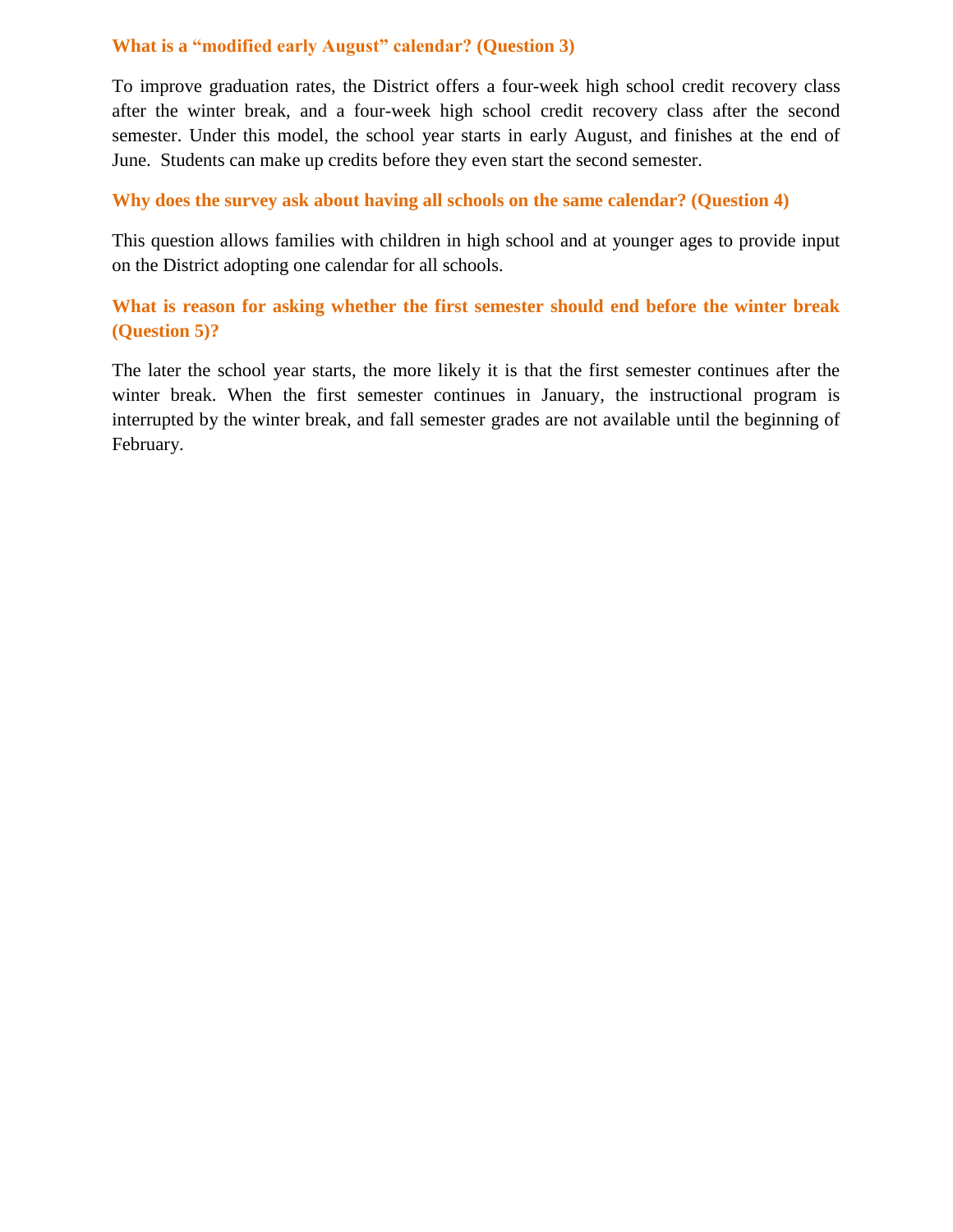### What is a "modified early August" calendar? (Question 3)

To improve graduation rates, the District offers a four-week high school credit recovery class after the winter break, and a four-week high school credit recovery class after the second semester. Under this model, the school year starts in early August, and finishes at the end of June. Students can make up credits before they even start the second semester.

### Why does the survey ask about having all schools on the same calendar? (Question 4)

This question allows families with children in high school and at younger ages to provide input on the District adopting one calendar for all schools.

### What is reason for asking whether the first semester should end before the winter break (Question 5)?

The later the school year starts, the more likely it is that the first semester continues after the winter break. When the first semester continues in January, the instructional program is interrupted by the winter break, and fall semester grades are not available until the beginning of February.